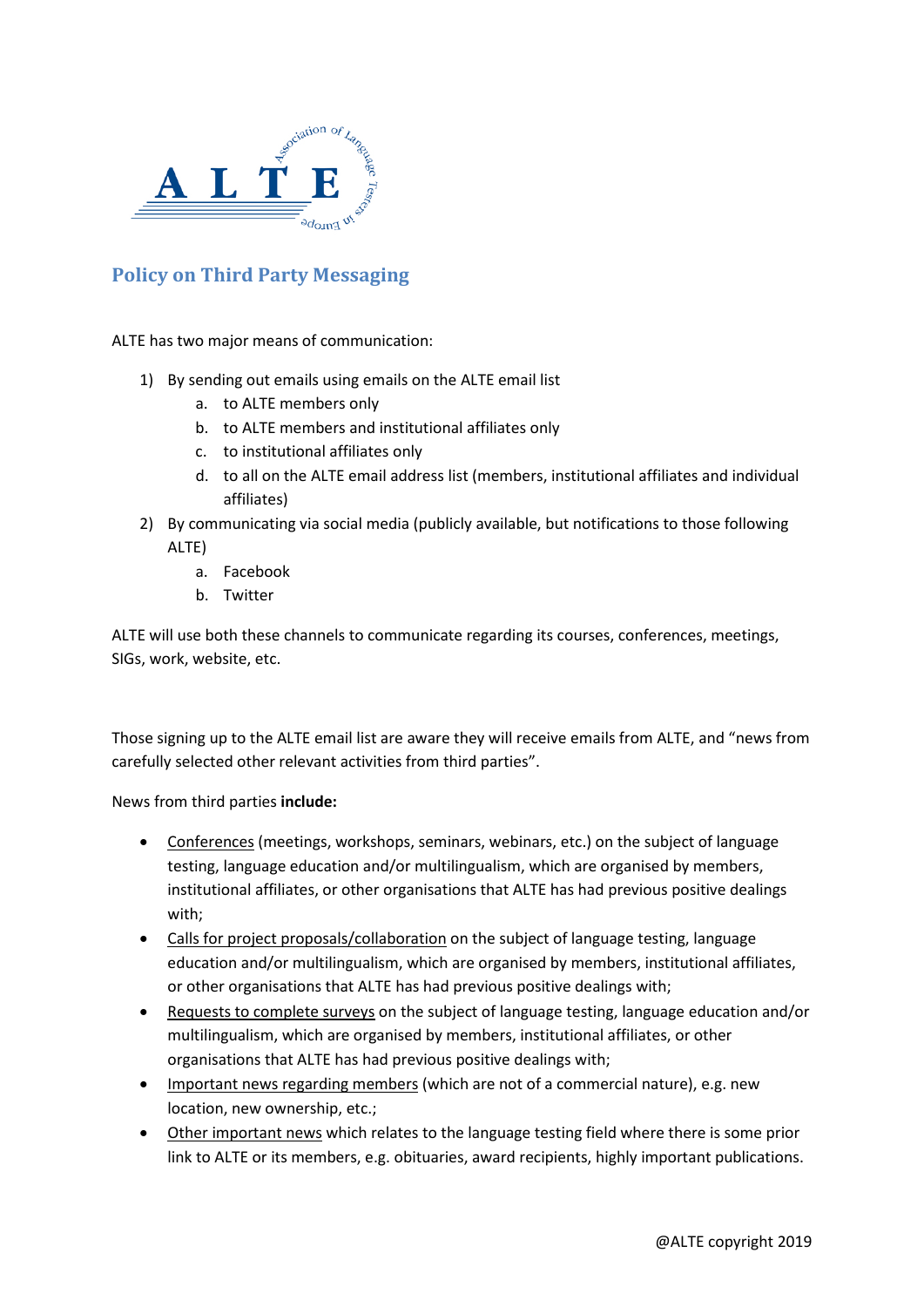# Policy on Third Party Messaging

ALTE has two major means of communication:

1) By sending out emails using emails on the ALTE email list
   a. to ALTE members only
   b. to ALTE members and institutional affiliates only
   c. to institutional affiliates only
   d. to all on the ALTE email address list (members, institutional affiliates and individual affiliates)
2) By communicating via social media (publicly available, but notifications to those following ALTE)
   a. Facebook
   b. Twitter

ALTE will use both these channels to communicate regarding its courses, conferences, meetings, SIGs, work, website, etc.

Those signing up to the ALTE email list are aware they will receive emails from ALTE, and "news from carefully selected other relevant activities from third parties".

News from third parties **include:**

- <u>Conferences</u> (meetings, workshops, seminars, webinars, etc.) on the subject of language testing, language education and/or multilingualism, which are organised by members, institutional affiliates, or other organisations that ALTE has had previous positive dealings with;
- <u>Calls for project proposals/collaboration</u> on the subject of language testing, language education and/or multilingualism, which are organised by members, institutional affiliates, or other organisations that ALTE has had previous positive dealings with;
- <u>Requests to complete surveys</u> on the subject of language testing, language education and/or multilingualism, which are organised by members, institutional affiliates, or other organisations that ALTE has had previous positive dealings with;
- <u>Important news regarding members</u> (which are not of a commercial nature), e.g. new location, new ownership, etc.;
- <u>Other important news</u> which relates to the language testing field where there is some prior link to ALTE or its members, e.g. obituaries, award recipients, highly important publications.

@ALTE copyright 2019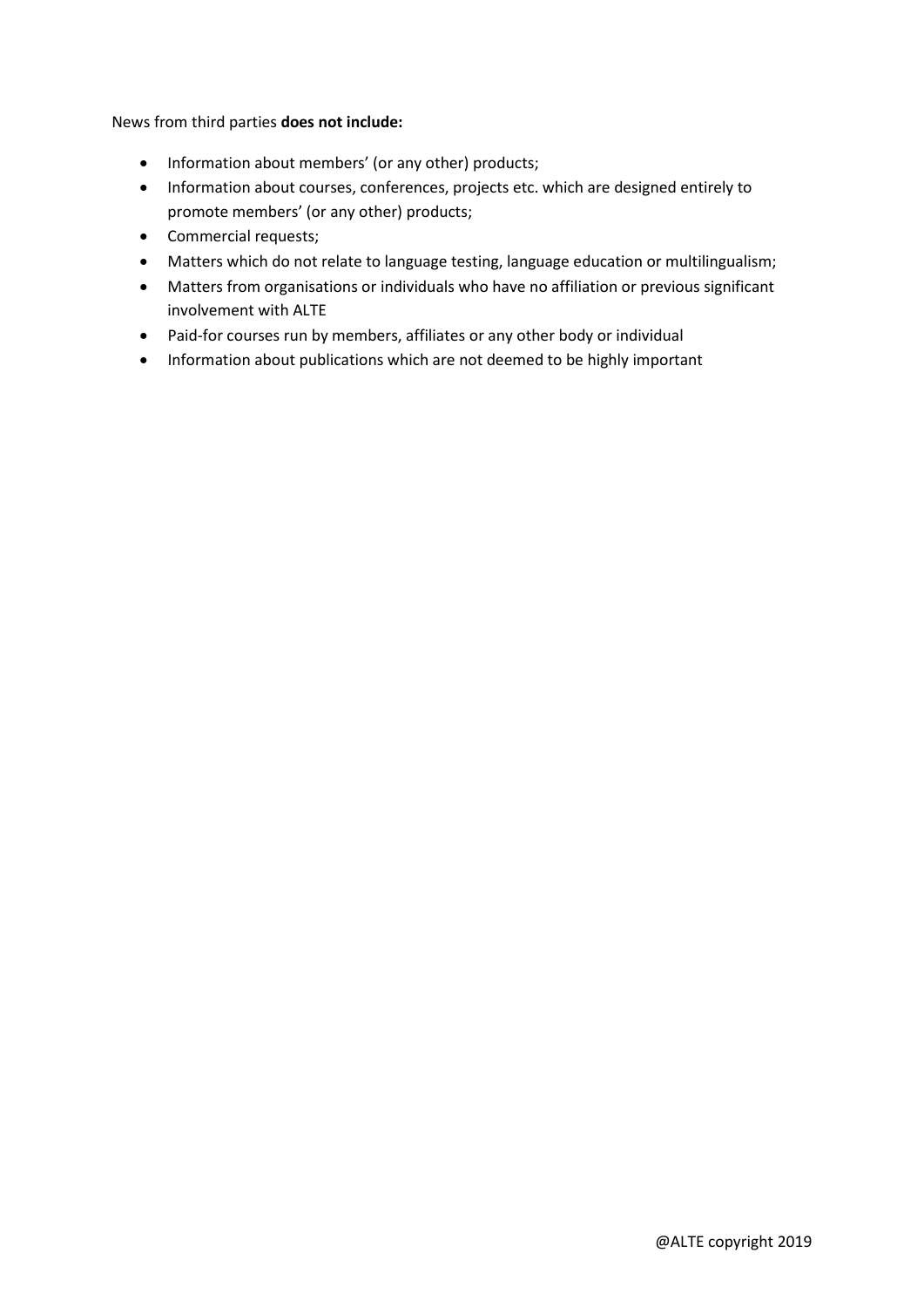News from third parties **does not include:**

- Information about members' (or any other) products;
- Information about courses, conferences, projects etc. which are designed entirely to promote members' (or any other) products;
- Commercial requests;
- Matters which do not relate to language testing, language education or multilingualism;
- Matters from organisations or individuals who have no affiliation or previous significant involvement with ALTE
- Paid-for courses run by members, affiliates or any other body or individual
- Information about publications which are not deemed to be highly important

@ALTE copyright 2019